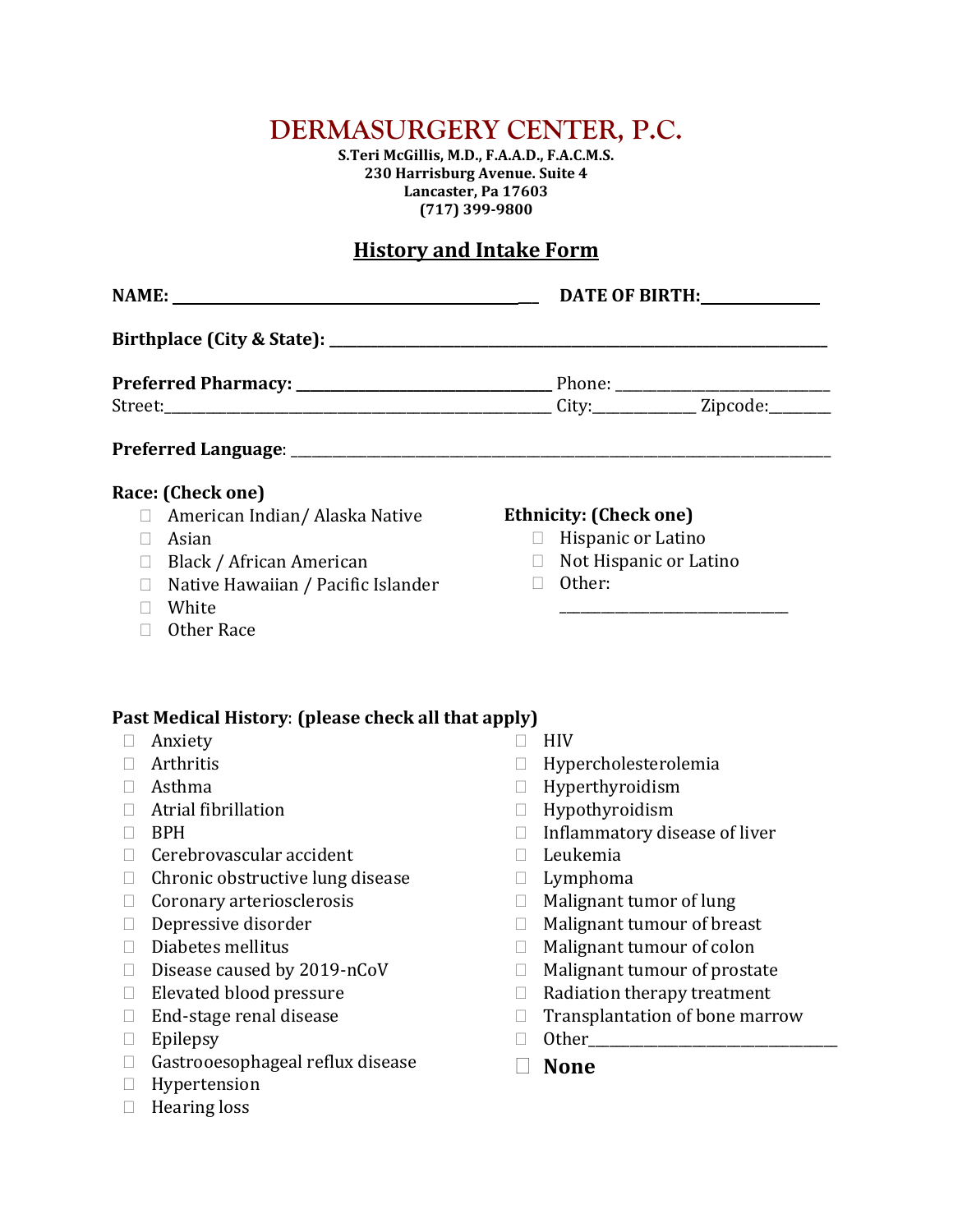# DERMASURGERY CENTER, P.C.

**S.Teri McGillis, M.D., F.A.A.D., F.A.C.M.S.**
**230 Harrisburg Avenue. Suite 4**
**Lancaster, Pa 17603**
**(717) 399-9800**

## History and Intake Form

**NAME:** ___________________________________________ **DATE OF BIRTH:**______________

**Birthplace (City & State):** ______________________________________________________________

**Preferred Pharmacy:** ______________________________ Phone: __________________________
Street:______________________________________________ City:_____________ Zipcode:________

**Preferred Language**: _____________________________________________________________________

**Race: (Check one)**

- ☐ American Indian/ Alaska Native
- ☐ Asian
- ☐ Black / African American
- ☐ Native Hawaiian / Pacific Islander
- ☐ White
- ☐ Other Race

**Ethnicity: (Check one)**

- ☐ Hispanic or Latino
- ☐ Not Hispanic or Latino
- ☐ Other: ______________________________

**Past Medical History**: **(please check all that apply)**

- ☐ Anxiety
- ☐ Arthritis
- ☐ Asthma
- ☐ Atrial fibrillation
- ☐ BPH
- ☐ Cerebrovascular accident
- ☐ Chronic obstructive lung disease
- ☐ Coronary arteriosclerosis
- ☐ Depressive disorder
- ☐ Diabetes mellitus
- ☐ Disease caused by 2019-nCoV
- ☐ Elevated blood pressure
- ☐ End-stage renal disease
- ☐ Epilepsy
- ☐ Gastrooesophageal reflux disease
- ☐ Hypertension
- ☐ Hearing loss
- ☐ HIV
- ☐ Hypercholesterolemia
- ☐ Hyperthyroidism
- ☐ Hypothyroidism
- ☐ Inflammatory disease of liver
- ☐ Leukemia
- ☐ Lymphoma
- ☐ Malignant tumor of lung
- ☐ Malignant tumour of breast
- ☐ Malignant tumour of colon
- ☐ Malignant tumour of prostate
- ☐ Radiation therapy treatment
- ☐ Transplantation of bone marrow
- ☐ Other_______________________________
- ☐ **None**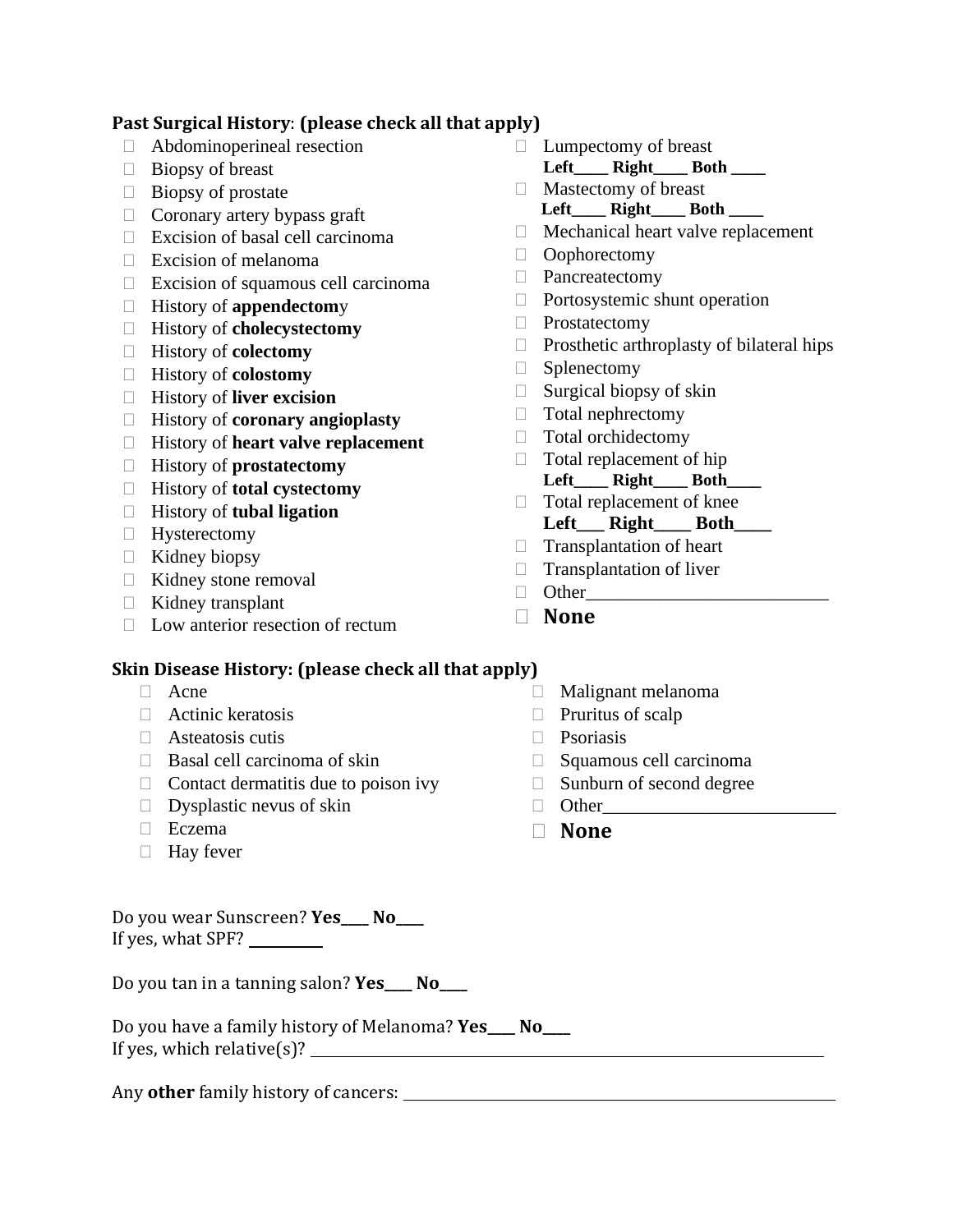**Past Surgical History**: **(please check all that apply)**

- ☐ Abdominoperineal resection
- ☐ Biopsy of breast
- ☐ Biopsy of prostate
- ☐ Coronary artery bypass graft
- ☐ Excision of basal cell carcinoma
- ☐ Excision of melanoma
- ☐ Excision of squamous cell carcinoma
- ☐ History of **appendectom**y
- ☐ History of **cholecystectomy**
- ☐ History of **colectomy**
- ☐ History of **colostomy**
- ☐ History of **liver excision**
- ☐ History of **coronary angioplasty**
- ☐ History of **heart valve replacement**
- ☐ History of **prostatectomy**
- ☐ History of **total cystectomy**
- ☐ History of **tubal ligation**
- ☐ Hysterectomy
- ☐ Kidney biopsy
- ☐ Kidney stone removal
- ☐ Kidney transplant
- ☐ Low anterior resection of rectum
- ☐ Lumpectomy of breast
  **Left____ Right____ Both ____**
- ☐ Mastectomy of breast
  **Left____ Right____ Both ____**
- ☐ Mechanical heart valve replacement
- ☐ Oophorectomy
- ☐ Pancreatectomy
- ☐ Portosystemic shunt operation
- ☐ Prostatectomy
- ☐ Prosthetic arthroplasty of bilateral hips
- ☐ Splenectomy
- ☐ Surgical biopsy of skin
- ☐ Total nephrectomy
- ☐ Total orchidectomy
- ☐ Total replacement of hip
  **Left____ Right____ Both____**
- ☐ Total replacement of knee
  **Left___ Right____ Both____**
- ☐ Transplantation of heart
- ☐ Transplantation of liver
- ☐ Other__________________________
- ☐ **None**

**Skin Disease History: (please check all that apply)**

- ☐ Acne
- ☐ Actinic keratosis
- ☐ Asteatosis cutis
- ☐ Basal cell carcinoma of skin
- ☐ Contact dermatitis due to poison ivy
- ☐ Dysplastic nevus of skin
- ☐ Eczema
- ☐ Hay fever
- ☐ Malignant melanoma
- ☐ Pruritus of scalp
- ☐ Psoriasis
- ☐ Squamous cell carcinoma
- ☐ Sunburn of second degree
- ☐ Other_________________________
- ☐ **None**

Do you wear Sunscreen? **Yes____ No____**
If yes, what SPF? __________

Do you tan in a tanning salon? **Yes____ No____**

Do you have a family history of Melanoma? **Yes____ No____**
If yes, which relative(s)? ____________________________________________________________

Any **other** family history of cancers: ____________________________________________________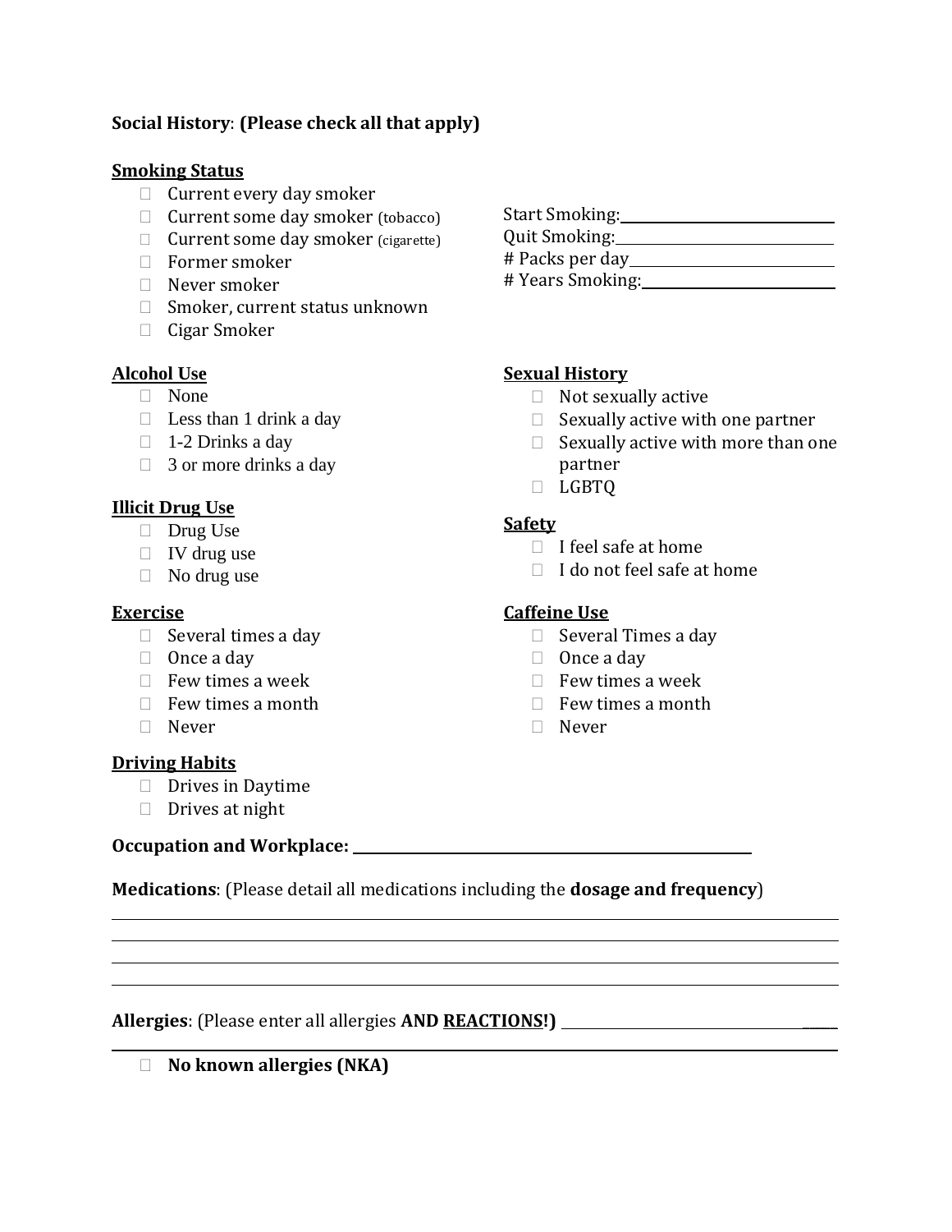**Social History**: **(Please check all that apply)**

**Smoking Status**

- ☐ Current every day smoker
- ☐ Current some day smoker (tobacco)
- ☐ Current some day smoker (cigarette)
- ☐ Former smoker
- ☐ Never smoker
- ☐ Smoker, current status unknown
- ☐ Cigar Smoker

Start Smoking: ______________________

Quit Smoking: ______________________

# Packs per day ______________________

# Years Smoking: ______________________

**Alcohol Use**

- ☐ None
- ☐ Less than 1 drink a day
- ☐ 1-2 Drinks a day
- ☐ 3 or more drinks a day

**Sexual History**

- ☐ Not sexually active
- ☐ Sexually active with one partner
- ☐ Sexually active with more than one partner
- ☐ LGBTQ

**Illicit Drug Use**

- ☐ Drug Use
- ☐ IV drug use
- ☐ No drug use

**Safety**

- ☐ I feel safe at home
- ☐ I do not feel safe at home

**Exercise**

- ☐ Several times a day
- ☐ Once a day
- ☐ Few times a week
- ☐ Few times a month
- ☐ Never

**Caffeine Use**

- ☐ Several Times a day
- ☐ Once a day
- ☐ Few times a week
- ☐ Few times a month
- ☐ Never

**Driving Habits**

- ☐ Drives in Daytime
- ☐ Drives at night

**Occupation and Workplace:** ______________________________________________

**Medications**: (Please detail all medications including the **dosage and frequency**)

______________________________________________________________________

______________________________________________________________________

______________________________________________________________________

______________________________________________________________________

**Allergies**: (Please enter all allergies **AND REACTIONS!)** ______________________________

______________________________________________________________________

- ☐ **No known allergies (NKA)**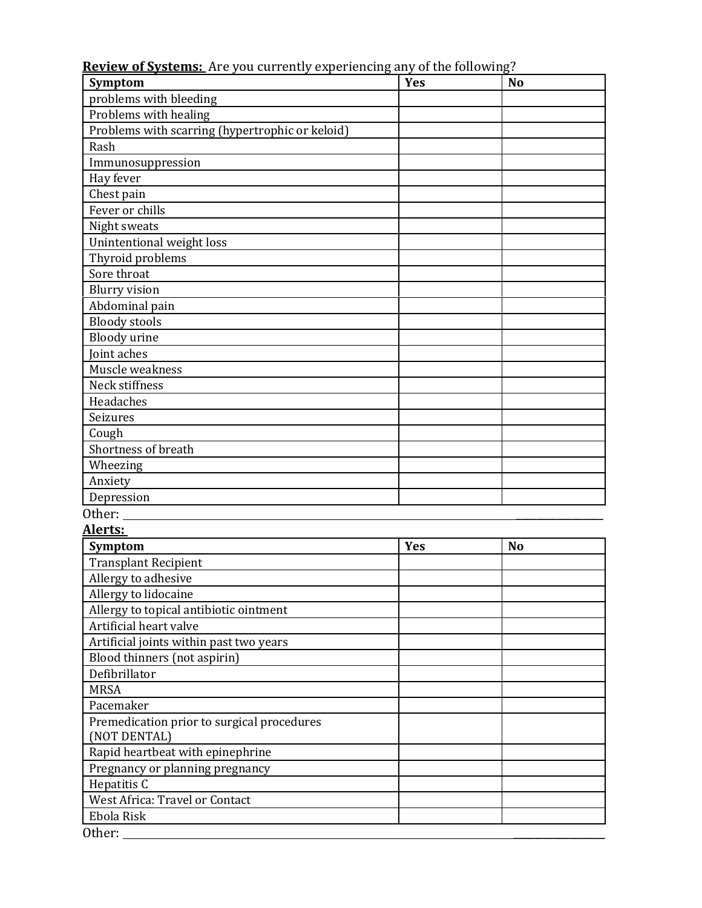**Review of Systems:** Are you currently experiencing any of the following?

| Symptom | Yes | No |
| --- | --- | --- |
| problems with bleeding | | |
| Problems with healing | | |
| Problems with scarring (hypertrophic or keloid) | | |
| Rash | | |
| Immunosuppression | | |
| Hay fever | | |
| Chest pain | | |
| Fever or chills | | |
| Night sweats | | |
| Unintentional weight loss | | |
| Thyroid problems | | |
| Sore throat | | |
| Blurry vision | | |
| Abdominal pain | | |
| Bloody stools | | |
| Bloody urine | | |
| Joint aches | | |
| Muscle weakness | | |
| Neck stiffness | | |
| Headaches | | |
| Seizures | | |
| Cough | | |
| Shortness of breath | | |
| Wheezing | | |
| Anxiety | | |
| Depression | | |

Other: ______________________________________________________________________________

**Alerts:**

| Symptom | Yes | No |
| --- | --- | --- |
| Transplant Recipient | | |
| Allergy to adhesive | | |
| Allergy to lidocaine | | |
| Allergy to topical antibiotic ointment | | |
| Artificial heart valve | | |
| Artificial joints within past two years | | |
| Blood thinners (not aspirin) | | |
| Defibrillator | | |
| MRSA | | |
| Pacemaker | | |
| Premedication prior to surgical procedures (NOT DENTAL) | | |
| Rapid heartbeat with epinephrine | | |
| Pregnancy or planning pregnancy | | |
| Hepatitis C | | |
| West Africa: Travel or Contact | | |
| Ebola Risk | | |

Other: ______________________________________________________________________________